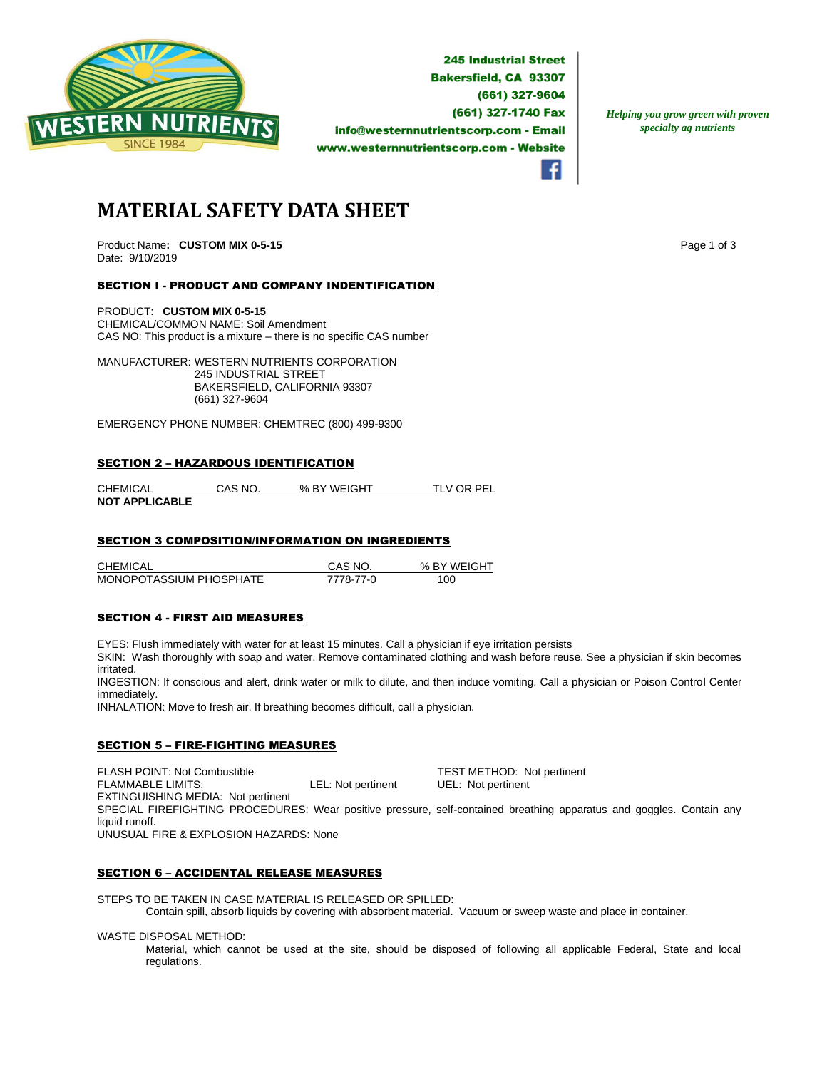**WESTERN NUTRIENTS**
SINCE 1984

**245 Industrial Street**
**Bakersfield, CA 93307**
**(661) 327-9604**
**(661) 327-1740 Fax**
**info@westernnutrientscorp.com - Email**
**www.westernnutrientscorp.com - Website**

*Helping you grow green with proven specialty ag nutrients*

# MATERIAL SAFETY DATA SHEET

Product Name**: CUSTOM MIX 0-5-15**
Date: 9/10/2019

## SECTION I - PRODUCT AND COMPANY INDENTIFICATION

PRODUCT: **CUSTOM MIX 0-5-15**
CHEMICAL/COMMON NAME: Soil Amendment
CAS NO: This product is a mixture – there is no specific CAS number

MANUFACTURER: WESTERN NUTRIENTS CORPORATION
245 INDUSTRIAL STREET
BAKERSFIELD, CALIFORNIA 93307
(661) 327-9604

EMERGENCY PHONE NUMBER: CHEMTREC (800) 499-9300

## SECTION 2 – HAZARDOUS IDENTIFICATION

| CHEMICAL | CAS NO. | % BY WEIGHT | TLV OR PEL |
|---|---|---|---|
| **NOT APPLICABLE** | | | |

## SECTION 3 COMPOSITION/INFORMATION ON INGREDIENTS

| CHEMICAL | CAS NO. | % BY WEIGHT |
|---|---|---|
| MONOPOTASSIUM PHOSPHATE | 7778-77-0 | 100 |

## SECTION 4 - FIRST AID MEASURES

EYES: Flush immediately with water for at least 15 minutes. Call a physician if eye irritation persists
SKIN: Wash thoroughly with soap and water. Remove contaminated clothing and wash before reuse. See a physician if skin becomes irritated.
INGESTION: If conscious and alert, drink water or milk to dilute, and then induce vomiting. Call a physician or Poison Control Center immediately.
INHALATION: Move to fresh air. If breathing becomes difficult, call a physician.

## SECTION 5 – FIRE-FIGHTING MEASURES

FLASH POINT: Not Combustible TEST METHOD: Not pertinent
FLAMMABLE LIMITS: LEL: Not pertinent UEL: Not pertinent
EXTINGUISHING MEDIA: Not pertinent
SPECIAL FIREFIGHTING PROCEDURES: Wear positive pressure, self-contained breathing apparatus and goggles. Contain any liquid runoff.
UNUSUAL FIRE & EXPLOSION HAZARDS: None

## SECTION 6 – ACCIDENTAL RELEASE MEASURES

STEPS TO BE TAKEN IN CASE MATERIAL IS RELEASED OR SPILLED:
Contain spill, absorb liquids by covering with absorbent material. Vacuum or sweep waste and place in container.

WASTE DISPOSAL METHOD:
Material, which cannot be used at the site, should be disposed of following all applicable Federal, State and local regulations.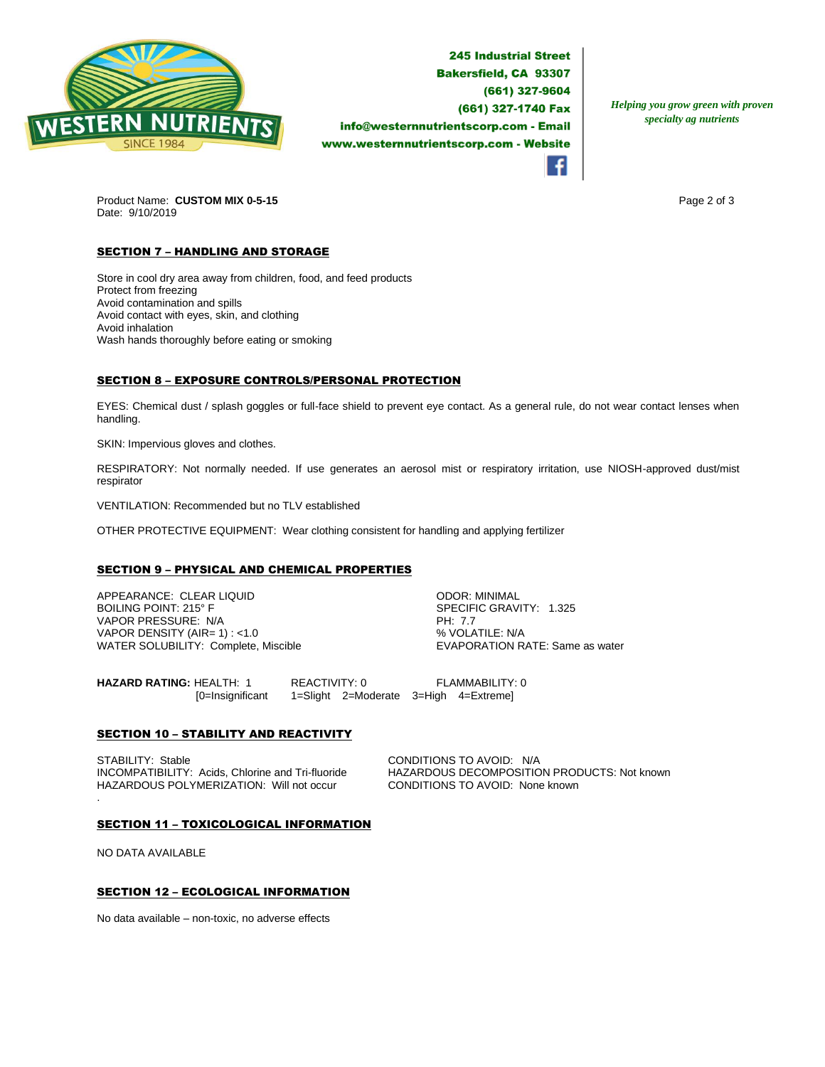**WESTERN NUTRIENTS**
SINCE 1984

**245 Industrial Street**
**Bakersfield, CA 93307**
**(661) 327-9604**
**(661) 327-1740 Fax**
**info@westernnutrientscorp.com - Email**
**www.westernnutrientscorp.com - Website**

*Helping you grow green with proven specialty ag nutrients*

Product Name: **CUSTOM MIX 0-5-15**
Date: 9/10/2019

## SECTION 7 – HANDLING AND STORAGE

Store in cool dry area away from children, food, and feed products
Protect from freezing
Avoid contamination and spills
Avoid contact with eyes, skin, and clothing
Avoid inhalation
Wash hands thoroughly before eating or smoking

## SECTION 8 – EXPOSURE CONTROLS/PERSONAL PROTECTION

EYES: Chemical dust / splash goggles or full-face shield to prevent eye contact. As a general rule, do not wear contact lenses when handling.

SKIN: Impervious gloves and clothes.

RESPIRATORY: Not normally needed. If use generates an aerosol mist or respiratory irritation, use NIOSH-approved dust/mist respirator

VENTILATION: Recommended but no TLV established

OTHER PROTECTIVE EQUIPMENT: Wear clothing consistent for handling and applying fertilizer

## SECTION 9 – PHYSICAL AND CHEMICAL PROPERTIES

APPEARANCE: CLEAR LIQUID
BOILING POINT: 215° F
VAPOR PRESSURE: N/A
VAPOR DENSITY (AIR= 1) : <1.0
WATER SOLUBILITY: Complete, Miscible

ODOR: MINIMAL
SPECIFIC GRAVITY: 1.325
PH: 7.7
% VOLATILE: N/A
EVAPORATION RATE: Same as water

**HAZARD RATING:** HEALTH: 1 REACTIVITY: 0 FLAMMABILITY: 0
[0=Insignificant 1=Slight 2=Moderate 3=High 4=Extreme]

## SECTION 10 – STABILITY AND REACTIVITY

STABILITY: Stable
INCOMPATIBILITY: Acids, Chlorine and Tri-fluoride
HAZARDOUS POLYMERIZATION: Will not occur

CONDITIONS TO AVOID: N/A
HAZARDOUS DECOMPOSITION PRODUCTS: Not known
CONDITIONS TO AVOID: None known

## SECTION 11 – TOXICOLOGICAL INFORMATION

NO DATA AVAILABLE

## SECTION 12 – ECOLOGICAL INFORMATION

No data available – non-toxic, no adverse effects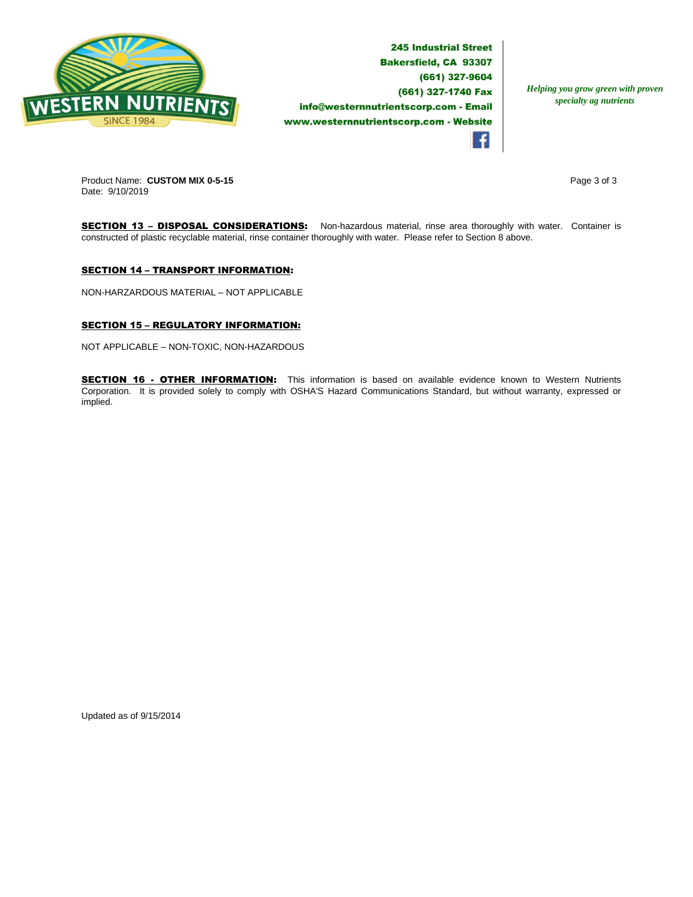**WESTERN NUTRIENTS**
SINCE 1984

**245 Industrial Street**
**Bakersfield, CA 93307**
**(661) 327-9604**
**(661) 327-1740 Fax**
**info@westernnutrientscorp.com - Email**
**www.westernnutrientscorp.com - Website**

*Helping you grow green with proven specialty ag nutrients*

Product Name: **CUSTOM MIX 0-5-15**
Date: 9/10/2019

**SECTION 13 – DISPOSAL CONSIDERATIONS:** Non-hazardous material, rinse area thoroughly with water. Container is constructed of plastic recyclable material, rinse container thoroughly with water. Please refer to Section 8 above.

**SECTION 14 – TRANSPORT INFORMATION:**

NON-HARZARDOUS MATERIAL – NOT APPLICABLE

**SECTION 15 – REGULATORY INFORMATION:**

NOT APPLICABLE – NON-TOXIC, NON-HAZARDOUS

**SECTION 16 - OTHER INFORMATION:** This information is based on available evidence known to Western Nutrients Corporation. It is provided solely to comply with OSHA'S Hazard Communications Standard, but without warranty, expressed or implied.

Updated as of 9/15/2014